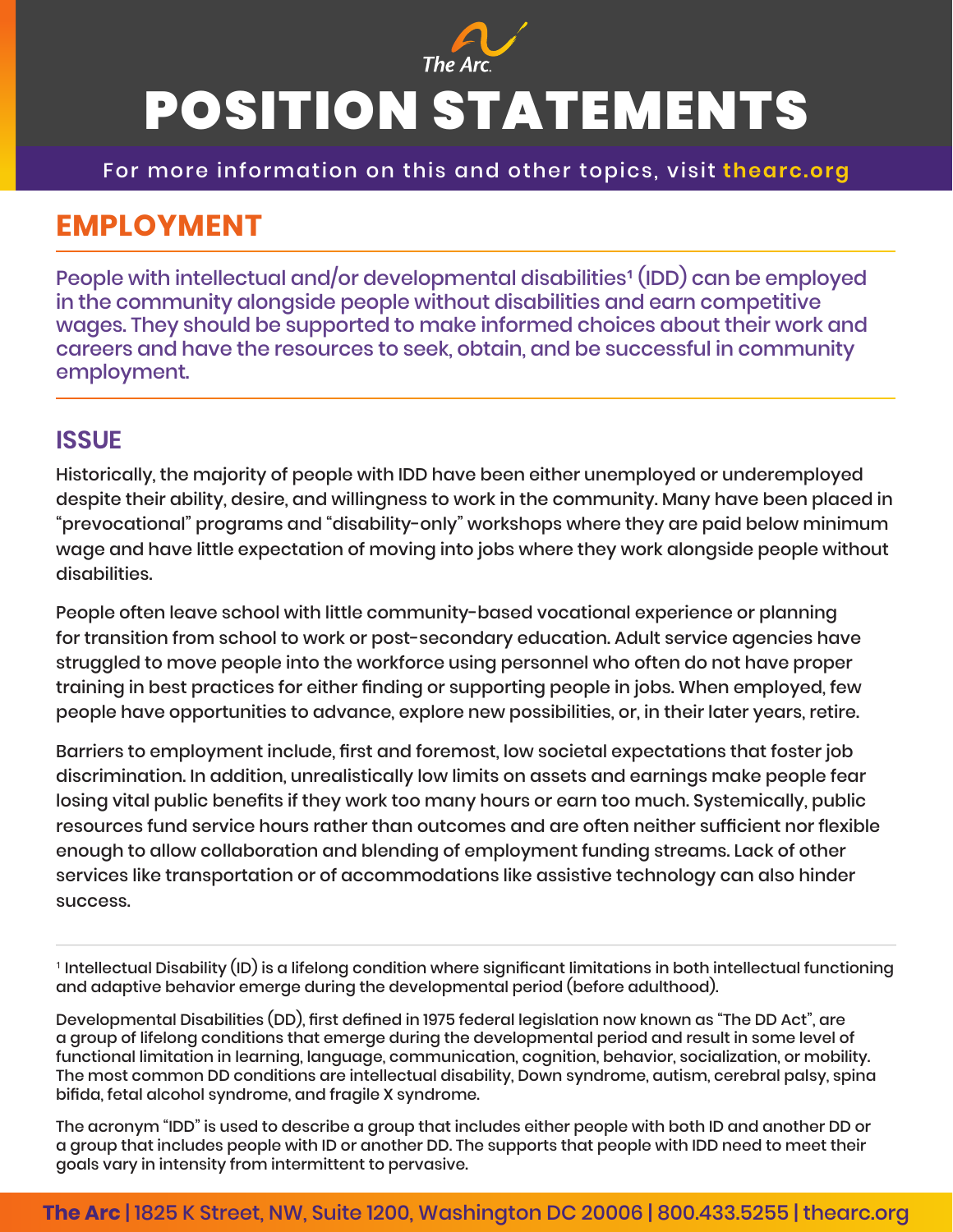The Arc.

# POSITION STATEMENTS

For more information on this and other topics, visit thearc.org

## EMPLOYMENT

People with intellectual and/or developmental disabilities[1] (IDD) can be employed in the community alongside people without disabilities and earn competitive wages. They should be supported to make informed choices about their work and careers and have the resources to seek, obtain, and be successful in community employment.

### ISSUE

Historically, the majority of people with IDD have been either unemployed or underemployed despite their ability, desire, and willingness to work in the community. Many have been placed in "prevocational" programs and "disability-only" workshops where they are paid below minimum wage and have little expectation of moving into jobs where they work alongside people without disabilities.

People often leave school with little community-based vocational experience or planning for transition from school to work or post-secondary education. Adult service agencies have struggled to move people into the workforce using personnel who often do not have proper training in best practices for either finding or supporting people in jobs. When employed, few people have opportunities to advance, explore new possibilities, or, in their later years, retire.

Barriers to employment include, first and foremost, low societal expectations that foster job discrimination. In addition, unrealistically low limits on assets and earnings make people fear losing vital public benefits if they work too many hours or earn too much. Systemically, public resources fund service hours rather than outcomes and are often neither sufficient nor flexible enough to allow collaboration and blending of employment funding streams. Lack of other services like transportation or of accommodations like assistive technology can also hinder success.

---

[1] Intellectual Disability (ID) is a lifelong condition where significant limitations in both intellectual functioning and adaptive behavior emerge during the developmental period (before adulthood).

Developmental Disabilities (DD), first defined in 1975 federal legislation now known as "The DD Act", are a group of lifelong conditions that emerge during the developmental period and result in some level of functional limitation in learning, language, communication, cognition, behavior, socialization, or mobility. The most common DD conditions are intellectual disability, Down syndrome, autism, cerebral palsy, spina bifida, fetal alcohol syndrome, and fragile X syndrome.

The acronym "IDD" is used to describe a group that includes either people with both ID and another DD or a group that includes people with ID or another DD. The supports that people with IDD need to meet their goals vary in intensity from intermittent to pervasive.

**The Arc** | 1825 K Street, NW, Suite 1200, Washington DC 20006 | 800.433.5255 | thearc.org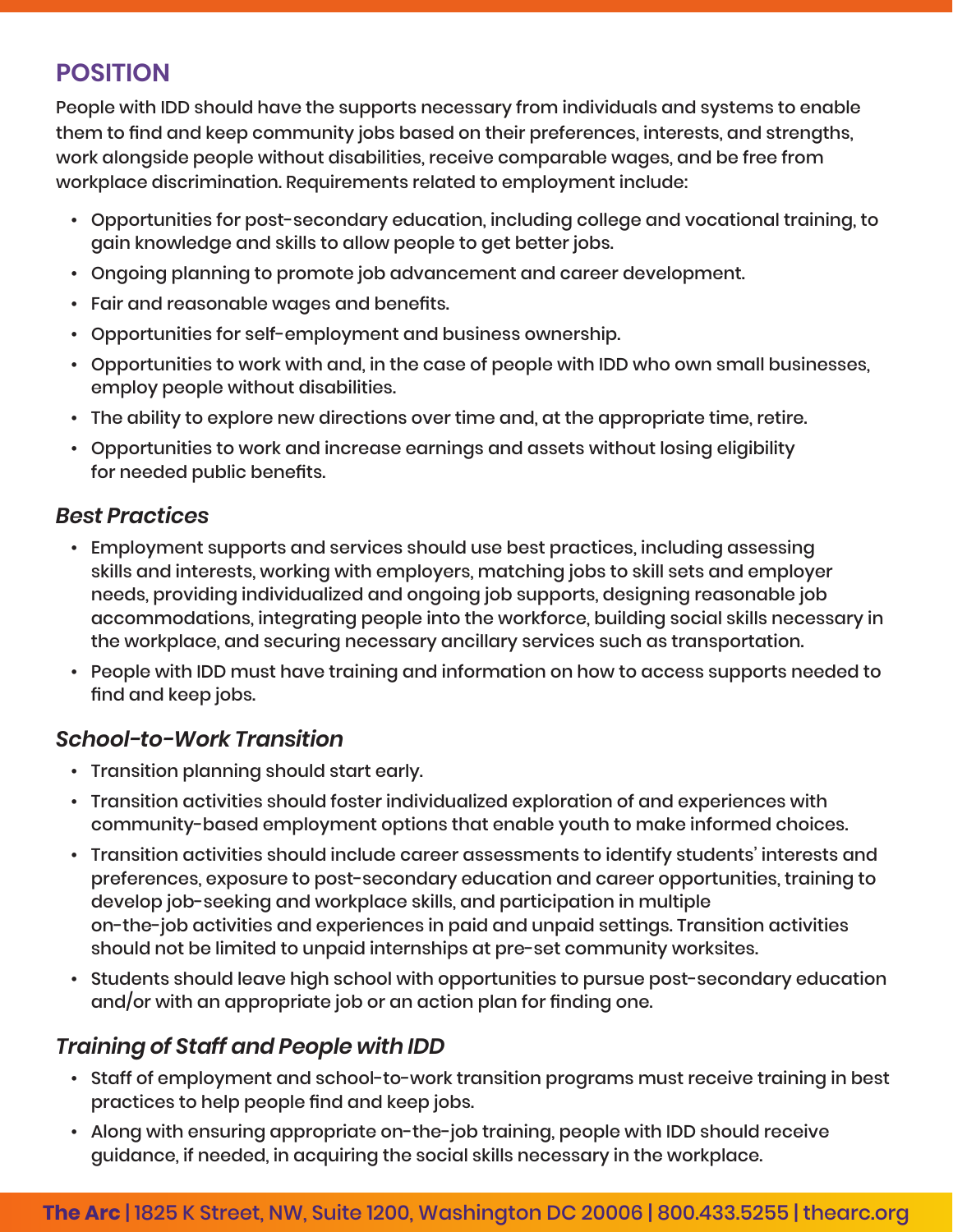## POSITION

People with IDD should have the supports necessary from individuals and systems to enable them to find and keep community jobs based on their preferences, interests, and strengths, work alongside people without disabilities, receive comparable wages, and be free from workplace discrimination. Requirements related to employment include:

- Opportunities for post-secondary education, including college and vocational training, to gain knowledge and skills to allow people to get better jobs.
- Ongoing planning to promote job advancement and career development.
- Fair and reasonable wages and benefits.
- Opportunities for self-employment and business ownership.
- Opportunities to work with and, in the case of people with IDD who own small businesses, employ people without disabilities.
- The ability to explore new directions over time and, at the appropriate time, retire.
- Opportunities to work and increase earnings and assets without losing eligibility for needed public benefits.

### *Best Practices*

- Employment supports and services should use best practices, including assessing skills and interests, working with employers, matching jobs to skill sets and employer needs, providing individualized and ongoing job supports, designing reasonable job accommodations, integrating people into the workforce, building social skills necessary in the workplace, and securing necessary ancillary services such as transportation.
- People with IDD must have training and information on how to access supports needed to find and keep jobs.

### *School-to-Work Transition*

- Transition planning should start early.
- Transition activities should foster individualized exploration of and experiences with community-based employment options that enable youth to make informed choices.
- Transition activities should include career assessments to identify students' interests and preferences, exposure to post-secondary education and career opportunities, training to develop job-seeking and workplace skills, and participation in multiple on-the-job activities and experiences in paid and unpaid settings. Transition activities should not be limited to unpaid internships at pre-set community worksites.
- Students should leave high school with opportunities to pursue post-secondary education and/or with an appropriate job or an action plan for finding one.

### *Training of Staff and People with IDD*

- Staff of employment and school-to-work transition programs must receive training in best practices to help people find and keep jobs.
- Along with ensuring appropriate on-the-job training, people with IDD should receive guidance, if needed, in acquiring the social skills necessary in the workplace.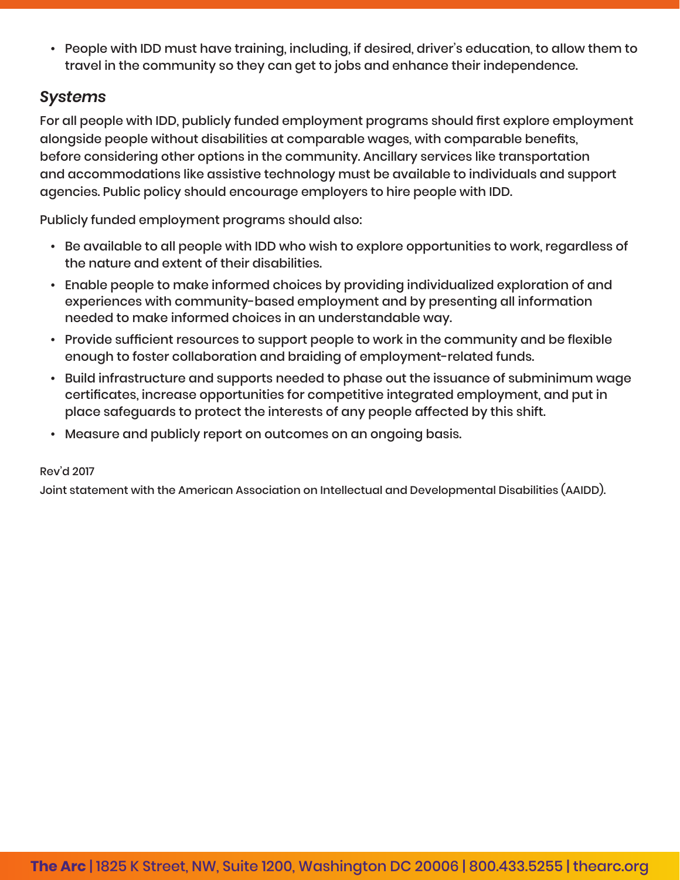- People with IDD must have training, including, if desired, driver's education, to allow them to travel in the community so they can get to jobs and enhance their independence.

### *Systems*

For all people with IDD, publicly funded employment programs should first explore employment alongside people without disabilities at comparable wages, with comparable benefits, before considering other options in the community. Ancillary services like transportation and accommodations like assistive technology must be available to individuals and support agencies. Public policy should encourage employers to hire people with IDD.

Publicly funded employment programs should also:

- Be available to all people with IDD who wish to explore opportunities to work, regardless of the nature and extent of their disabilities.
- Enable people to make informed choices by providing individualized exploration of and experiences with community-based employment and by presenting all information needed to make informed choices in an understandable way.
- Provide sufficient resources to support people to work in the community and be flexible enough to foster collaboration and braiding of employment-related funds.
- Build infrastructure and supports needed to phase out the issuance of subminimum wage certificates, increase opportunities for competitive integrated employment, and put in place safeguards to protect the interests of any people affected by this shift.
- Measure and publicly report on outcomes on an ongoing basis.

Rev'd 2017

Joint statement with the American Association on Intellectual and Developmental Disabilities (AAIDD).